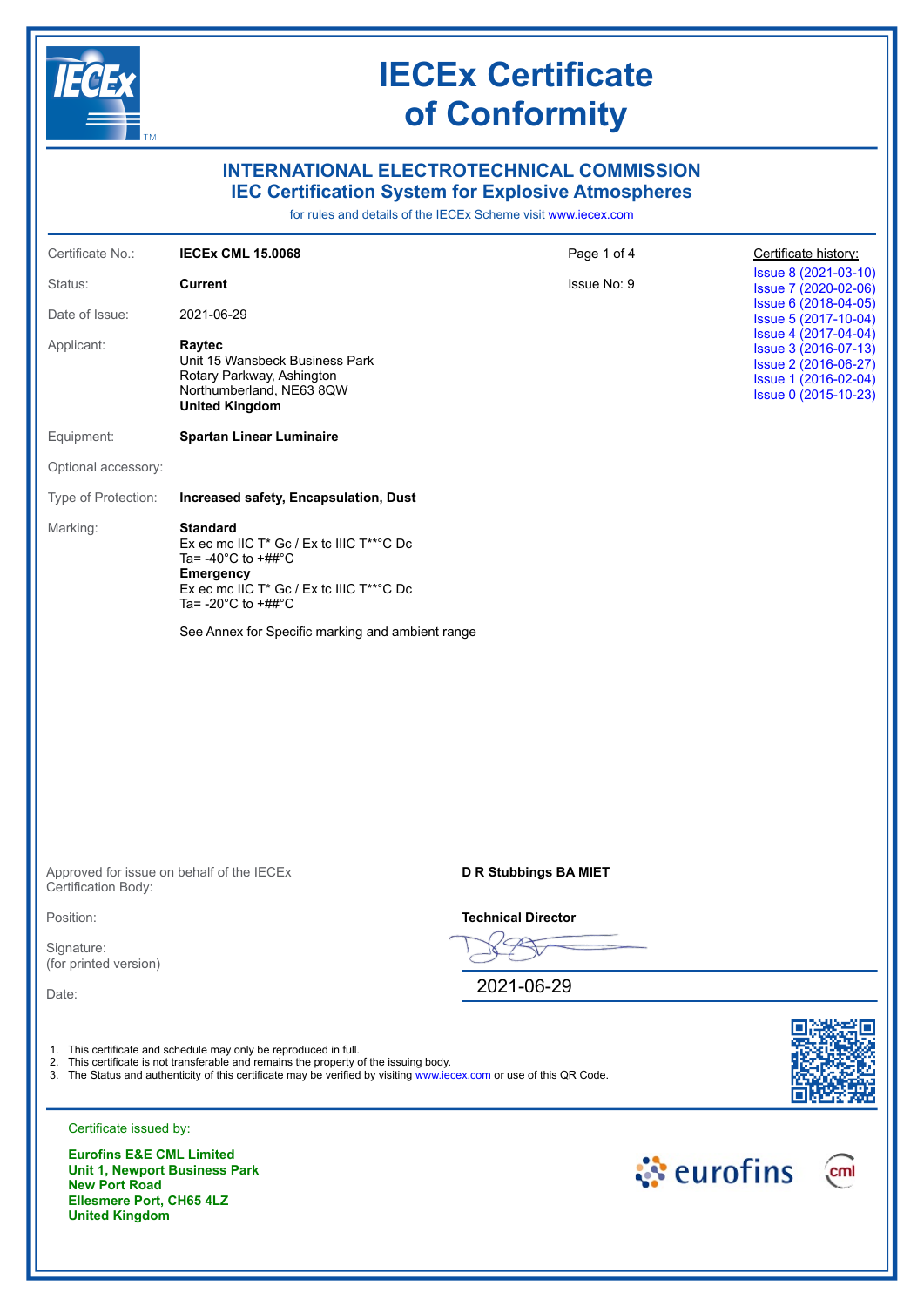# IECEx Certificate of Conformity

## INTERNATIONAL ELECTROTECHNICAL COMMISSION
## IEC Certification System for Explosive Atmospheres

for rules and details of the IECEx Scheme visit www.iecex.com

| | | | |
|---|---|---|---|
| Certificate No.: | **IECEx CML 15.0068** | Page 1 of 4 | Certificate history: |
| Status: | **Current** | Issue No: 9 | Issue 8 (2021-03-10) |
| Date of Issue: | 2021-06-29 | | Issue 7 (2020-02-06) |
| Applicant: | **Raytec**<br>Unit 15 Wansbeck Business Park<br>Rotary Parkway, Ashington<br>Northumberland, NE63 8QW<br>**United Kingdom** | | Issue 6 (2018-04-05)<br>Issue 5 (2017-10-04)<br>Issue 4 (2017-04-04)<br>Issue 3 (2016-07-13)<br>Issue 2 (2016-06-27)<br>Issue 1 (2016-02-04)<br>Issue 0 (2015-10-23) |
| Equipment: | **Spartan Linear Luminaire** | | |
| Optional accessory: | | | |
| Type of Protection: | **Increased safety, Encapsulation, Dust** | | |

Marking:

**Standard**
Ex ec mc IIC T* Gc / Ex tc IIIC T**°C Dc
Ta= -40°C to +##°C
**Emergency**
Ex ec mc IIC T* Gc / Ex tc IIIC T**°C Dc
Ta= -20°C to +##°C

See Annex for Specific marking and ambient range

Approved for issue on behalf of the IECEx Certification Body: **D R Stubbings BA MIET**

Position: **Technical Director**

Signature:
(for printed version)

Date: 2021-06-29

1. This certificate and schedule may only be reproduced in full.
2. This certificate is not transferable and remains the property of the issuing body.
3. The Status and authenticity of this certificate may be verified by visiting www.iecex.com or use of this QR Code.

Certificate issued by:

**Eurofins E&E CML Limited**
**Unit 1, Newport Business Park**
**New Port Road**
**Ellesmere Port, CH65 4LZ**
**United Kingdom**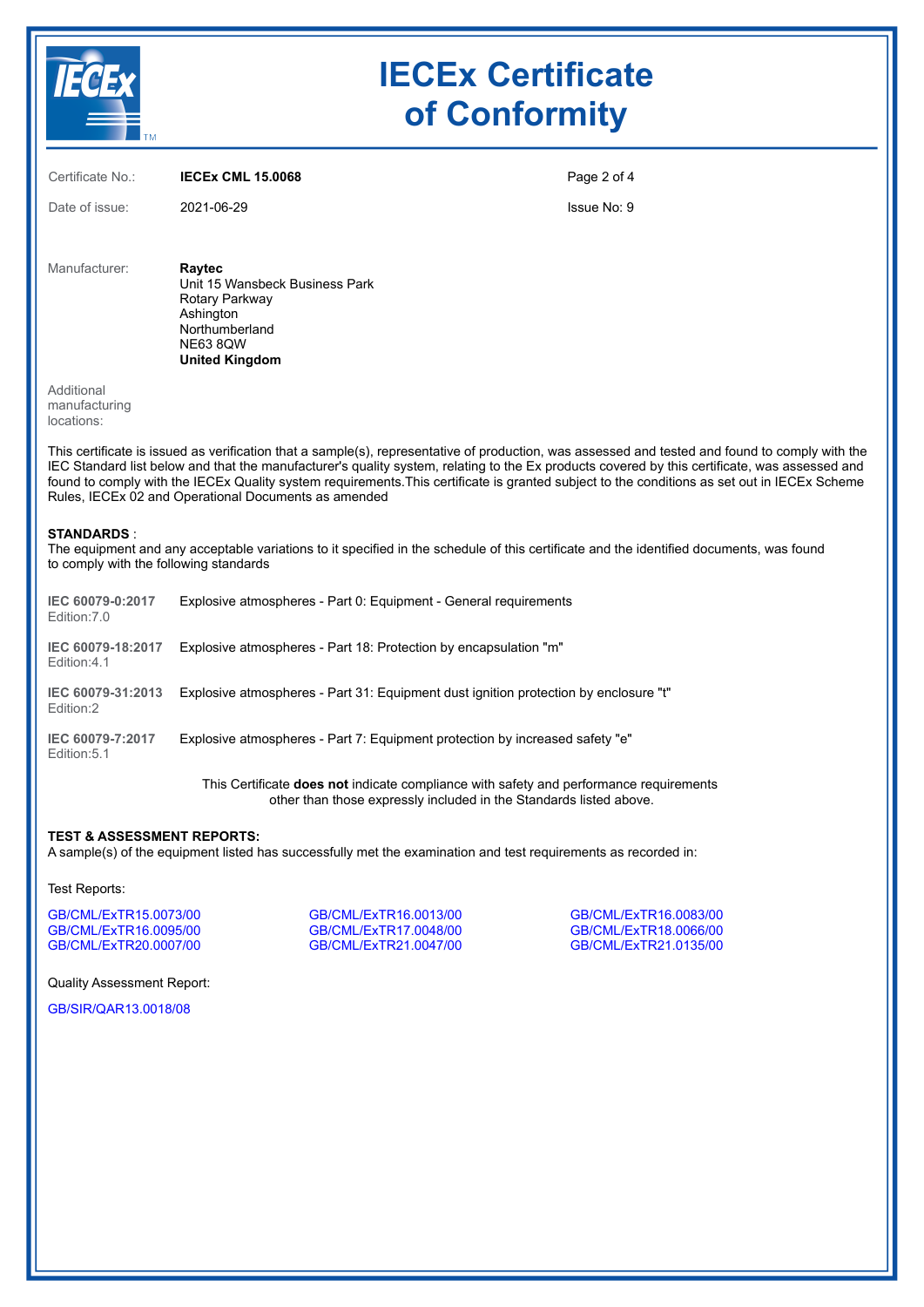# IECEx Certificate of Conformity

Certificate No.: **IECEx CML 15.0068**

Date of issue: 2021-06-29

Issue No: 9

Manufacturer: **Raytec**
Unit 15 Wansbeck Business Park
Rotary Parkway
Ashington
Northumberland
NE63 8QW
**United Kingdom**

Additional manufacturing locations:

This certificate is issued as verification that a sample(s), representative of production, was assessed and tested and found to comply with the IEC Standard list below and that the manufacturer's quality system, relating to the Ex products covered by this certificate, was assessed and found to comply with the IECEx Quality system requirements.This certificate is granted subject to the conditions as set out in IECEx Scheme Rules, IECEx 02 and Operational Documents as amended

**STANDARDS** :
The equipment and any acceptable variations to it specified in the schedule of this certificate and the identified documents, was found to comply with the following standards

| | |
|---|---|
| **IEC 60079-0:2017** Edition:7.0 | Explosive atmospheres - Part 0: Equipment - General requirements |
| **IEC 60079-18:2017** Edition:4.1 | Explosive atmospheres - Part 18: Protection by encapsulation "m" |
| **IEC 60079-31:2013** Edition:2 | Explosive atmospheres - Part 31: Equipment dust ignition protection by enclosure "t" |
| **IEC 60079-7:2017** Edition:5.1 | Explosive atmospheres - Part 7: Equipment protection by increased safety "e" |

This Certificate **does not** indicate compliance with safety and performance requirements other than those expressly included in the Standards listed above.

**TEST & ASSESSMENT REPORTS:**
A sample(s) of the equipment listed has successfully met the examination and test requirements as recorded in:

Test Reports:

GB/CML/ExTR15.0073/00
GB/CML/ExTR16.0013/00
GB/CML/ExTR16.0083/00
GB/CML/ExTR16.0095/00
GB/CML/ExTR17.0048/00
GB/CML/ExTR18.0066/00
GB/CML/ExTR20.0007/00
GB/CML/ExTR21.0047/00
GB/CML/ExTR21.0135/00

Quality Assessment Report:

GB/SIR/QAR13.0018/08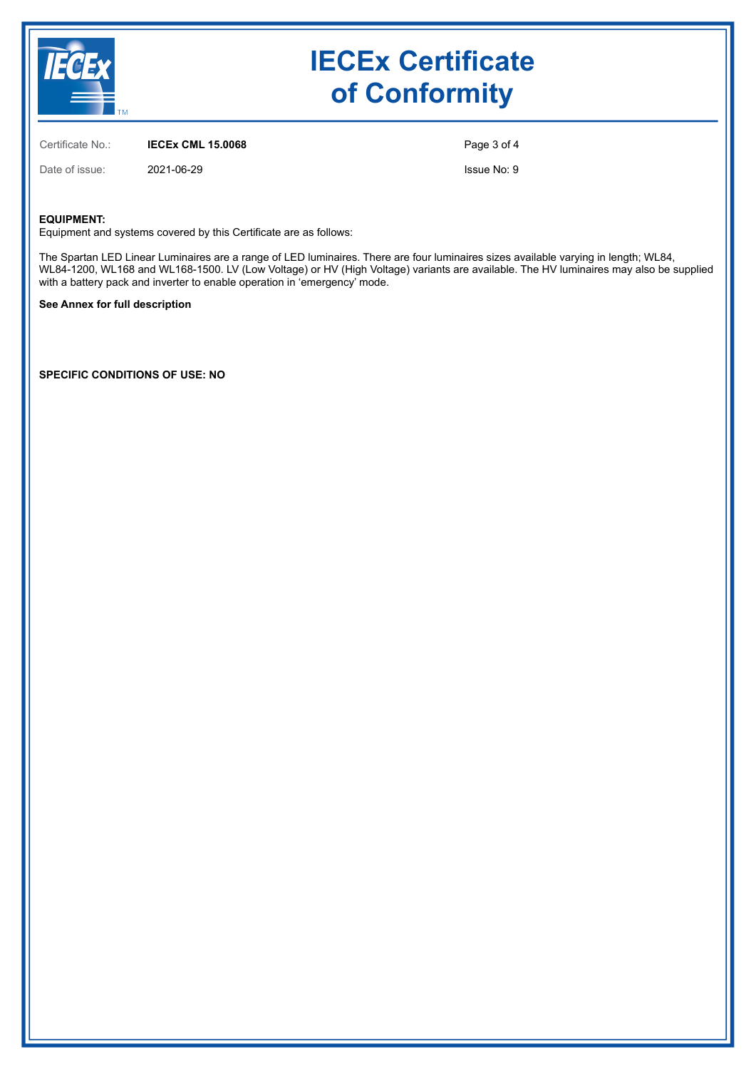# IECEx Certificate of Conformity

Certificate No.: **IECEx CML 15.0068**

Date of issue: 2021-06-29

Issue No: 9

**EQUIPMENT:**
Equipment and systems covered by this Certificate are as follows:

The Spartan LED Linear Luminaires are a range of LED luminaires. There are four luminaires sizes available varying in length; WL84, WL84-1200, WL168 and WL168-1500. LV (Low Voltage) or HV (High Voltage) variants are available. The HV luminaires may also be supplied with a battery pack and inverter to enable operation in 'emergency' mode.

**See Annex for full description**

**SPECIFIC CONDITIONS OF USE: NO**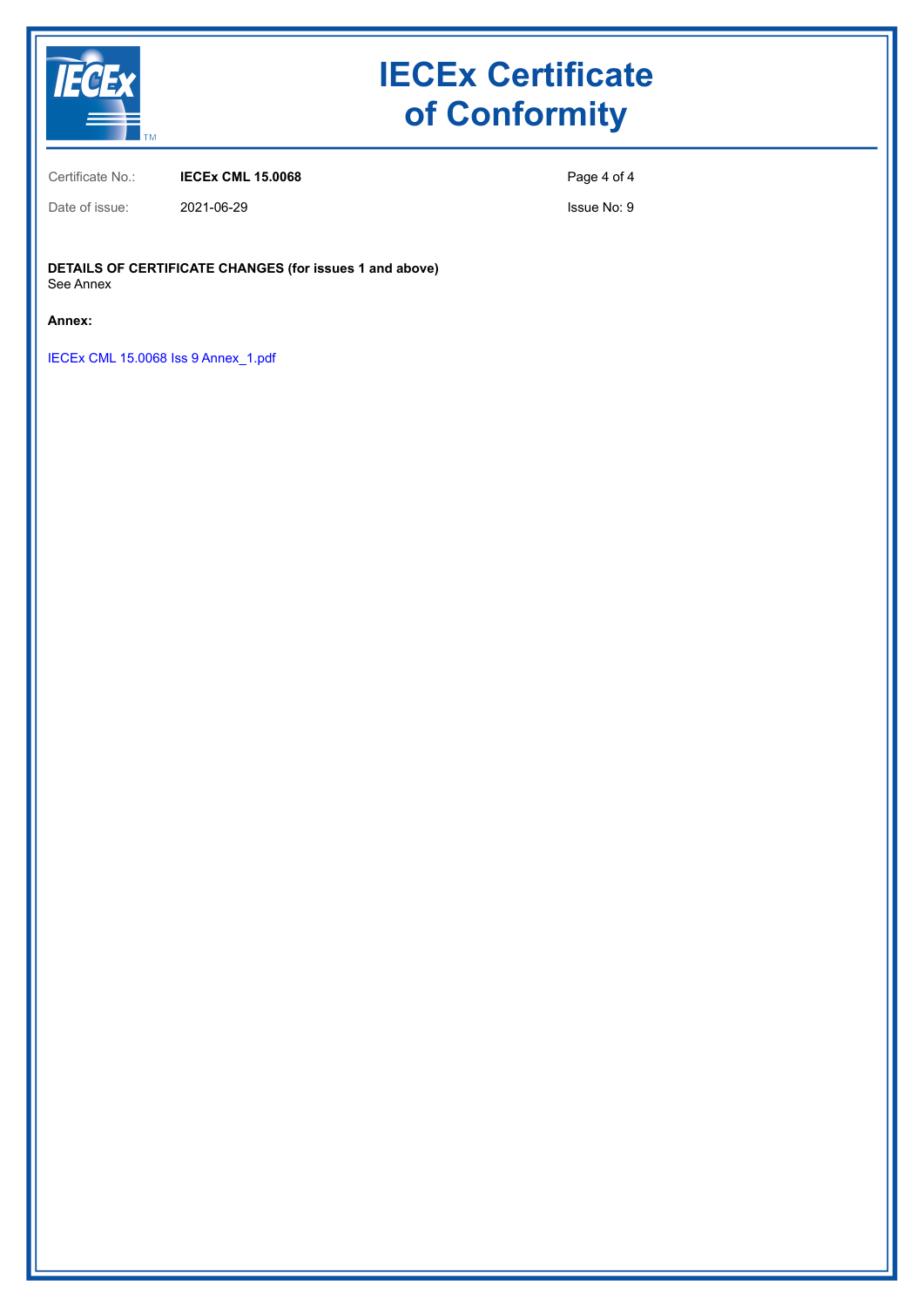# IECEx Certificate of Conformity

Certificate No.: **IECEx CML 15.0068**

Date of issue: 2021-06-29

Issue No: 9

**DETAILS OF CERTIFICATE CHANGES (for issues 1 and above)**
See Annex

**Annex:**

IECEx CML 15.0068 Iss 9 Annex_1.pdf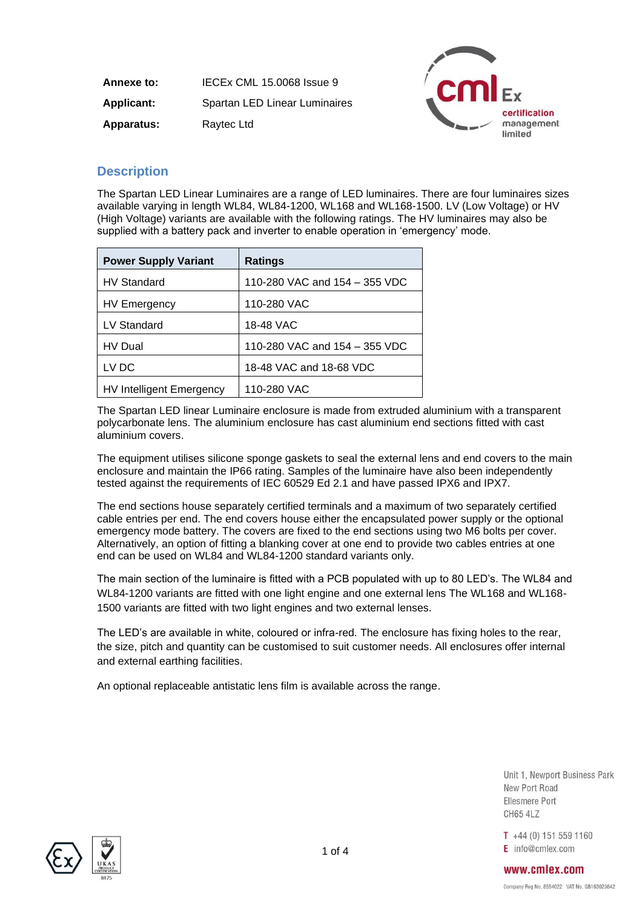| **Annexe to:** | IECEx CML 15.0068 Issue 9 |
|---|---|
| **Applicant:** | Spartan LED Linear Luminaires |
| **Apparatus:** | Raytec Ltd |

## Description

The Spartan LED Linear Luminaires are a range of LED luminaires. There are four luminaires sizes available varying in length WL84, WL84-1200, WL168 and WL168-1500. LV (Low Voltage) or HV (High Voltage) variants are available with the following ratings. The HV luminaires may also be supplied with a battery pack and inverter to enable operation in 'emergency' mode.

| **Power Supply Variant** | **Ratings** |
|---|---|
| HV Standard | 110-280 VAC and 154 – 355 VDC |
| HV Emergency | 110-280 VAC |
| LV Standard | 18-48 VAC |
| HV Dual | 110-280 VAC and 154 – 355 VDC |
| LV DC | 18-48 VAC and 18-68 VDC |
| HV Intelligent Emergency | 110-280 VAC |

The Spartan LED linear Luminaire enclosure is made from extruded aluminium with a transparent polycarbonate lens. The aluminium enclosure has cast aluminium end sections fitted with cast aluminium covers.

The equipment utilises silicone sponge gaskets to seal the external lens and end covers to the main enclosure and maintain the IP66 rating. Samples of the luminaire have also been independently tested against the requirements of IEC 60529 Ed 2.1 and have passed IPX6 and IPX7.

The end sections house separately certified terminals and a maximum of two separately certified cable entries per end. The end covers house either the encapsulated power supply or the optional emergency mode battery. The covers are fixed to the end sections using two M6 bolts per cover. Alternatively, an option of fitting a blanking cover at one end to provide two cables entries at one end can be used on WL84 and WL84-1200 standard variants only.

The main section of the luminaire is fitted with a PCB populated with up to 80 LED's. The WL84 and WL84-1200 variants are fitted with one light engine and one external lens The WL168 and WL168-1500 variants are fitted with two light engines and two external lenses.

The LED's are available in white, coloured or infra-red. The enclosure has fixing holes to the rear, the size, pitch and quantity can be customised to suit customer needs. All enclosures offer internal and external earthing facilities.

An optional replaceable antistatic lens film is available across the range.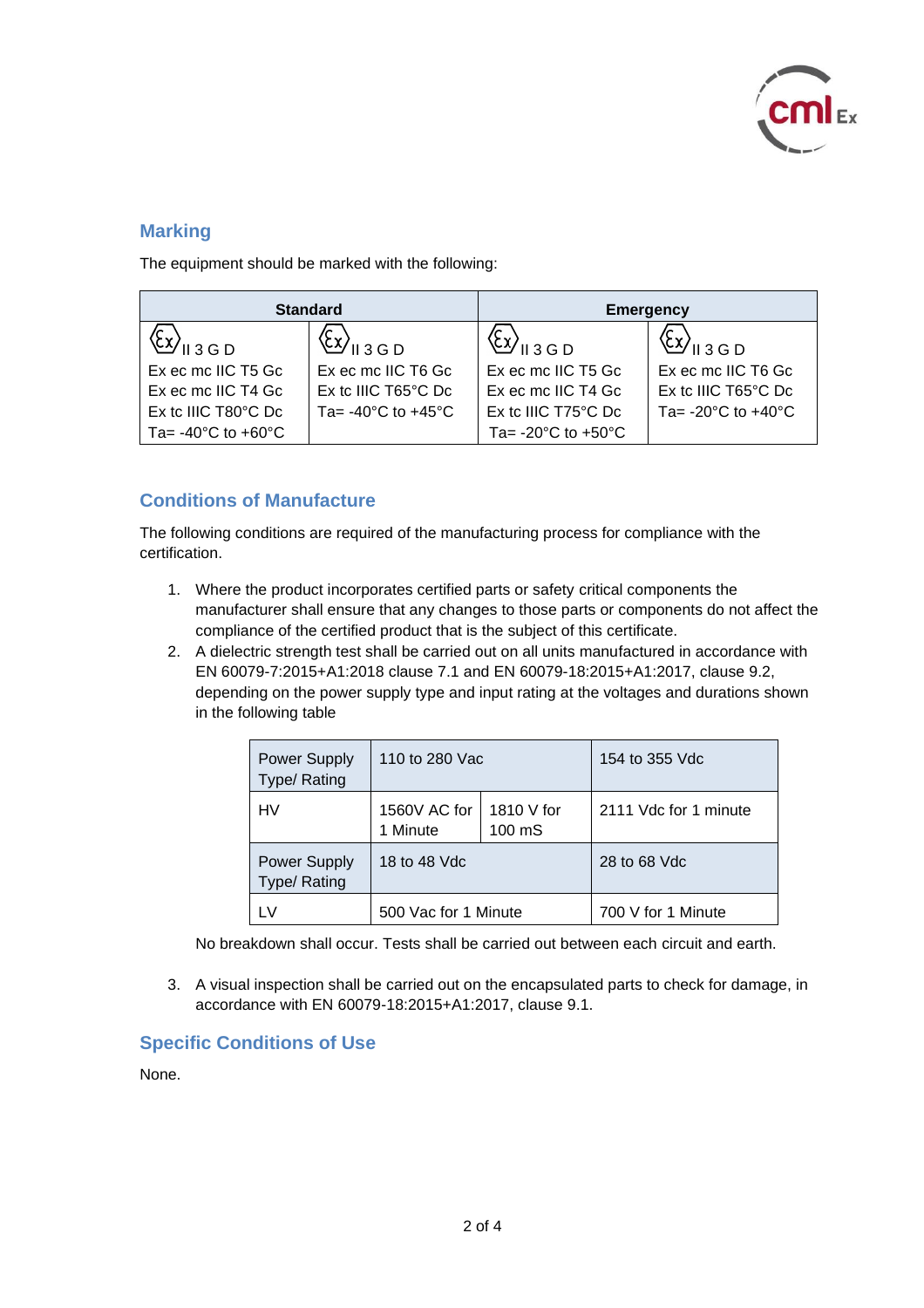## Marking

The equipment should be marked with the following:

| Standard | | Emergency | |
|---|---|---|---|
| ⟨Ex⟩ II 3 G D<br>Ex ec mc IIC T5 Gc<br>Ex ec mc IIC T4 Gc<br>Ex tc IIIC T80°C Dc<br>Ta= -40°C to +60°C | ⟨Ex⟩ II 3 G D<br>Ex ec mc IIC T6 Gc<br>Ex tc IIIC T65°C Dc<br>Ta= -40°C to +45°C | ⟨Ex⟩ II 3 G D<br>Ex ec mc IIC T5 Gc<br>Ex ec mc IIC T4 Gc<br>Ex tc IIIC T75°C Dc<br>Ta= -20°C to +50°C | ⟨Ex⟩ II 3 G D<br>Ex ec mc IIC T6 Gc<br>Ex tc IIIC T65°C Dc<br>Ta= -20°C to +40°C |

## Conditions of Manufacture

The following conditions are required of the manufacturing process for compliance with the certification.

1. Where the product incorporates certified parts or safety critical components the manufacturer shall ensure that any changes to those parts or components do not affect the compliance of the certified product that is the subject of this certificate.
2. A dielectric strength test shall be carried out on all units manufactured in accordance with EN 60079-7:2015+A1:2018 clause 7.1 and EN 60079-18:2015+A1:2017, clause 9.2, depending on the power supply type and input rating at the voltages and durations shown in the following table

| Power Supply Type/ Rating | 110 to 280 Vac | | 154 to 355 Vdc |
|---|---|---|---|
| HV | 1560V AC for 1 Minute | 1810 V for 100 mS | 2111 Vdc for 1 minute |
| Power Supply Type/ Rating | 18 to 48 Vdc | | 28 to 68 Vdc |
| LV | 500 Vac for 1 Minute | | 700 V for 1 Minute |

   No breakdown shall occur. Tests shall be carried out between each circuit and earth.

3. A visual inspection shall be carried out on the encapsulated parts to check for damage, in accordance with EN 60079-18:2015+A1:2017, clause 9.1.

## Specific Conditions of Use

None.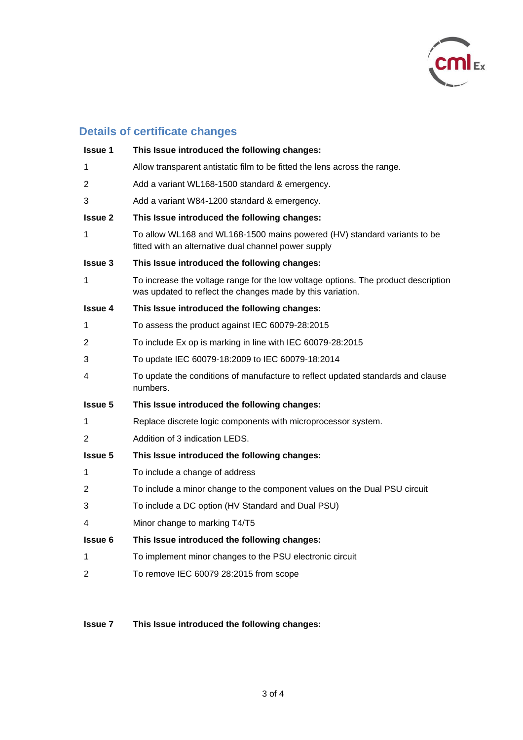## Details of certificate changes

| | |
|---|---|
| **Issue 1** | **This Issue introduced the following changes:** |
| 1 | Allow transparent antistatic film to be fitted the lens across the range. |
| 2 | Add a variant WL168-1500 standard & emergency. |
| 3 | Add a variant W84-1200 standard & emergency. |
| **Issue 2** | **This Issue introduced the following changes:** |
| 1 | To allow WL168 and WL168-1500 mains powered (HV) standard variants to be fitted with an alternative dual channel power supply |
| **Issue 3** | **This Issue introduced the following changes:** |
| 1 | To increase the voltage range for the low voltage options. The product description was updated to reflect the changes made by this variation. |
| **Issue 4** | **This Issue introduced the following changes:** |
| 1 | To assess the product against IEC 60079-28:2015 |
| 2 | To include Ex op is marking in line with IEC 60079-28:2015 |
| 3 | To update IEC 60079-18:2009 to IEC 60079-18:2014 |
| 4 | To update the conditions of manufacture to reflect updated standards and clause numbers. |
| **Issue 5** | **This Issue introduced the following changes:** |
| 1 | Replace discrete logic components with microprocessor system. |
| 2 | Addition of 3 indication LEDS. |
| **Issue 5** | **This Issue introduced the following changes:** |
| 1 | To include a change of address |
| 2 | To include a minor change to the component values on the Dual PSU circuit |
| 3 | To include a DC option (HV Standard and Dual PSU) |
| 4 | Minor change to marking T4/T5 |
| **Issue 6** | **This Issue introduced the following changes:** |
| 1 | To implement minor changes to the PSU electronic circuit |
| 2 | To remove IEC 60079 28:2015 from scope |

| | |
|---|---|
| **Issue 7** | **This Issue introduced the following changes:** |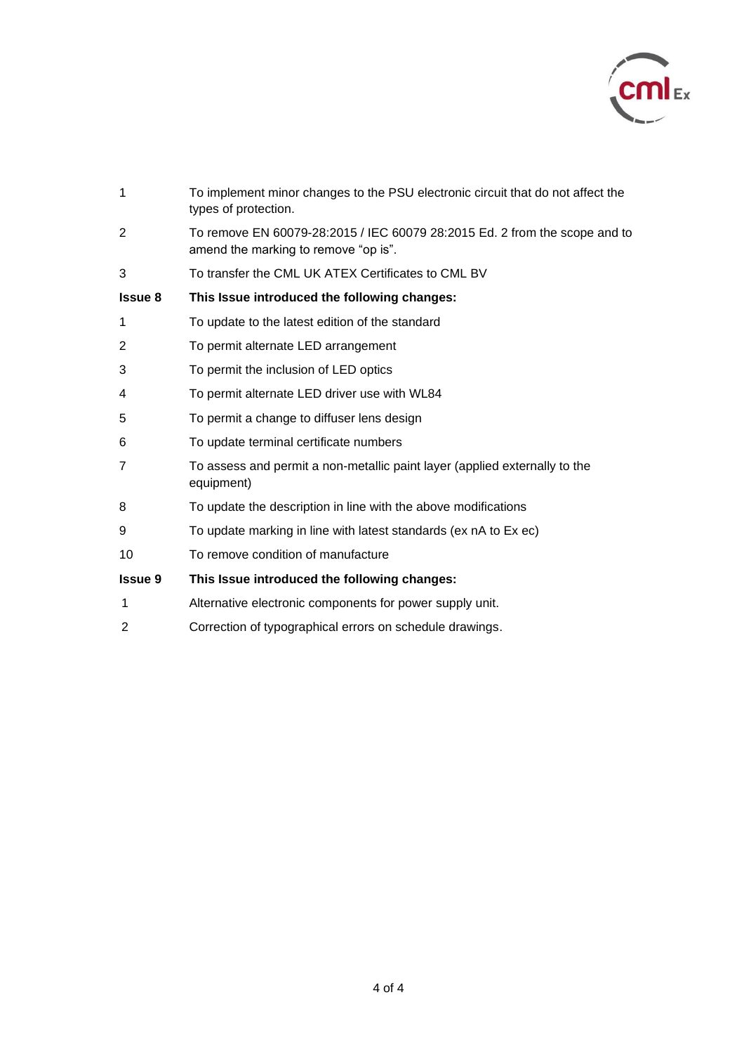| | |
|---|---|
| 1 | To implement minor changes to the PSU electronic circuit that do not affect the types of protection. |
| 2 | To remove EN 60079-28:2015 / IEC 60079 28:2015 Ed. 2 from the scope and to amend the marking to remove “op is”. |
| 3 | To transfer the CML UK ATEX Certificates to CML BV |
| **Issue 8** | **This Issue introduced the following changes:** |
| 1 | To update to the latest edition of the standard |
| 2 | To permit alternate LED arrangement |
| 3 | To permit the inclusion of LED optics |
| 4 | To permit alternate LED driver use with WL84 |
| 5 | To permit a change to diffuser lens design |
| 6 | To update terminal certificate numbers |
| 7 | To assess and permit a non-metallic paint layer (applied externally to the equipment) |
| 8 | To update the description in line with the above modifications |
| 9 | To update marking in line with latest standards (ex nA to Ex ec) |
| 10 | To remove condition of manufacture |
| **Issue 9** | **This Issue introduced the following changes:** |
| 1 | Alternative electronic components for power supply unit. |
| 2 | Correction of typographical errors on schedule drawings. |